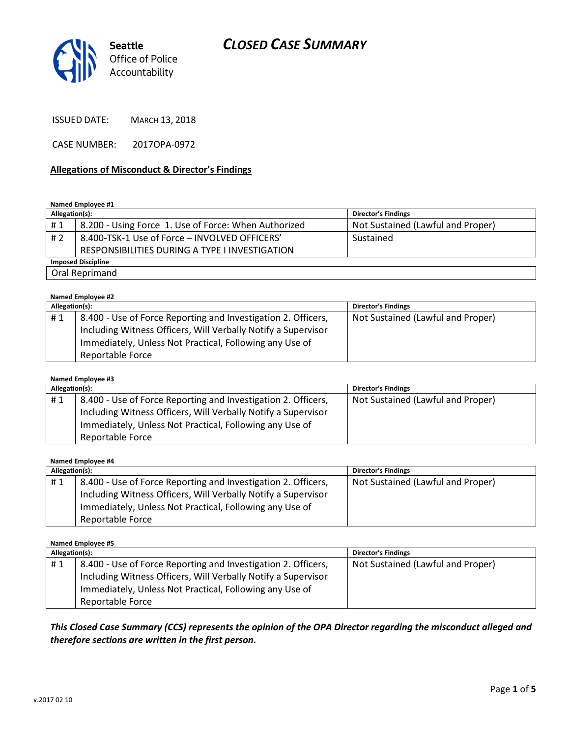Seattle Office of Police Accountability

# CLOSED CASE SUMMARY

ISSUED DATE: MARCH 13, 2018

CASE NUMBER: 2017OPA-0972

## Allegations of Misconduct & Director's Findings

**Named Employee #1**

| Allegation(s): | | Director's Findings |
|---|---|---|
| # 1 | 8.200 - Using Force 1. Use of Force: When Authorized | Not Sustained (Lawful and Proper) |
| # 2 | 8.400-TSK-1 Use of Force – INVOLVED OFFICERS' RESPONSIBILITIES DURING A TYPE I INVESTIGATION | Sustained |

**Imposed Discipline**

Oral Reprimand

**Named Employee #2**

| Allegation(s): | | Director's Findings |
|---|---|---|
| # 1 | 8.400 - Use of Force Reporting and Investigation 2. Officers, Including Witness Officers, Will Verbally Notify a Supervisor Immediately, Unless Not Practical, Following any Use of Reportable Force | Not Sustained (Lawful and Proper) |

**Named Employee #3**

| Allegation(s): | | Director's Findings |
|---|---|---|
| # 1 | 8.400 - Use of Force Reporting and Investigation 2. Officers, Including Witness Officers, Will Verbally Notify a Supervisor Immediately, Unless Not Practical, Following any Use of Reportable Force | Not Sustained (Lawful and Proper) |

**Named Employee #4**

| Allegation(s): | | Director's Findings |
|---|---|---|
| # 1 | 8.400 - Use of Force Reporting and Investigation 2. Officers, Including Witness Officers, Will Verbally Notify a Supervisor Immediately, Unless Not Practical, Following any Use of Reportable Force | Not Sustained (Lawful and Proper) |

**Named Employee #5**

| Allegation(s): | | Director's Findings |
|---|---|---|
| # 1 | 8.400 - Use of Force Reporting and Investigation 2. Officers, Including Witness Officers, Will Verbally Notify a Supervisor Immediately, Unless Not Practical, Following any Use of Reportable Force | Not Sustained (Lawful and Proper) |

***This Closed Case Summary (CCS) represents the opinion of the OPA Director regarding the misconduct alleged and therefore sections are written in the first person.***

v.2017 02 10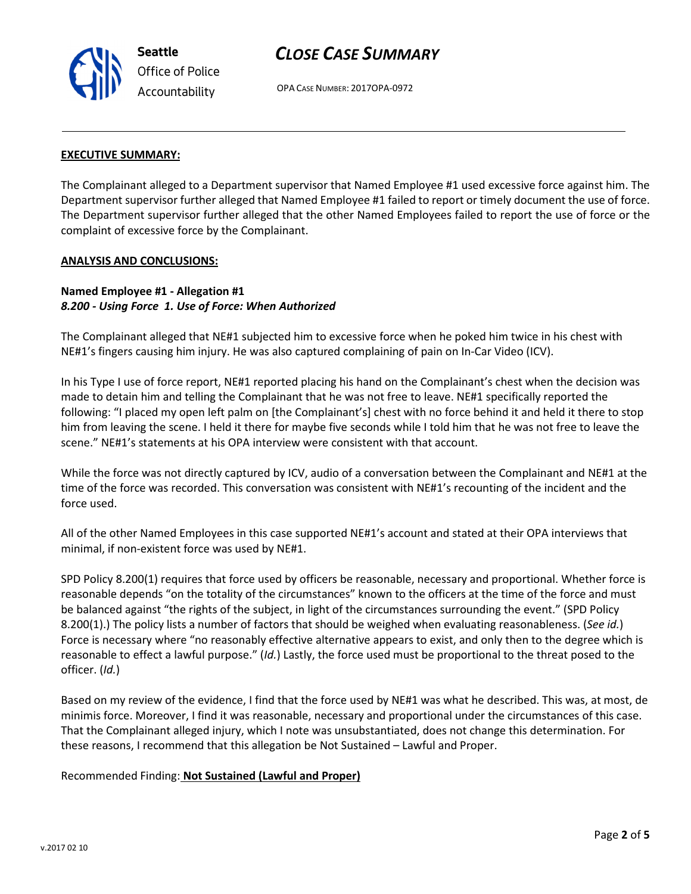**EXECUTIVE SUMMARY:**

The Complainant alleged to a Department supervisor that Named Employee #1 used excessive force against him. The Department supervisor further alleged that Named Employee #1 failed to report or timely document the use of force. The Department supervisor further alleged that the other Named Employees failed to report the use of force or the complaint of excessive force by the Complainant.

**ANALYSIS AND CONCLUSIONS:**

**Named Employee #1 - Allegation #1**
***8.200 - Using Force 1. Use of Force: When Authorized***

The Complainant alleged that NE#1 subjected him to excessive force when he poked him twice in his chest with NE#1's fingers causing him injury. He was also captured complaining of pain on In-Car Video (ICV).

In his Type I use of force report, NE#1 reported placing his hand on the Complainant's chest when the decision was made to detain him and telling the Complainant that he was not free to leave. NE#1 specifically reported the following: "I placed my open left palm on [the Complainant's] chest with no force behind it and held it there to stop him from leaving the scene. I held it there for maybe five seconds while I told him that he was not free to leave the scene." NE#1's statements at his OPA interview were consistent with that account.

While the force was not directly captured by ICV, audio of a conversation between the Complainant and NE#1 at the time of the force was recorded. This conversation was consistent with NE#1's recounting of the incident and the force used.

All of the other Named Employees in this case supported NE#1's account and stated at their OPA interviews that minimal, if non-existent force was used by NE#1.

SPD Policy 8.200(1) requires that force used by officers be reasonable, necessary and proportional. Whether force is reasonable depends "on the totality of the circumstances" known to the officers at the time of the force and must be balanced against "the rights of the subject, in light of the circumstances surrounding the event." (SPD Policy 8.200(1).) The policy lists a number of factors that should be weighed when evaluating reasonableness. (*See id.*) Force is necessary where "no reasonably effective alternative appears to exist, and only then to the degree which is reasonable to effect a lawful purpose." (*Id.*) Lastly, the force used must be proportional to the threat posed to the officer. (*Id.*)

Based on my review of the evidence, I find that the force used by NE#1 was what he described. This was, at most, de minimis force. Moreover, I find it was reasonable, necessary and proportional under the circumstances of this case. That the Complainant alleged injury, which I note was unsubstantiated, does not change this determination. For these reasons, I recommend that this allegation be Not Sustained – Lawful and Proper.

Recommended Finding: **Not Sustained (Lawful and Proper)**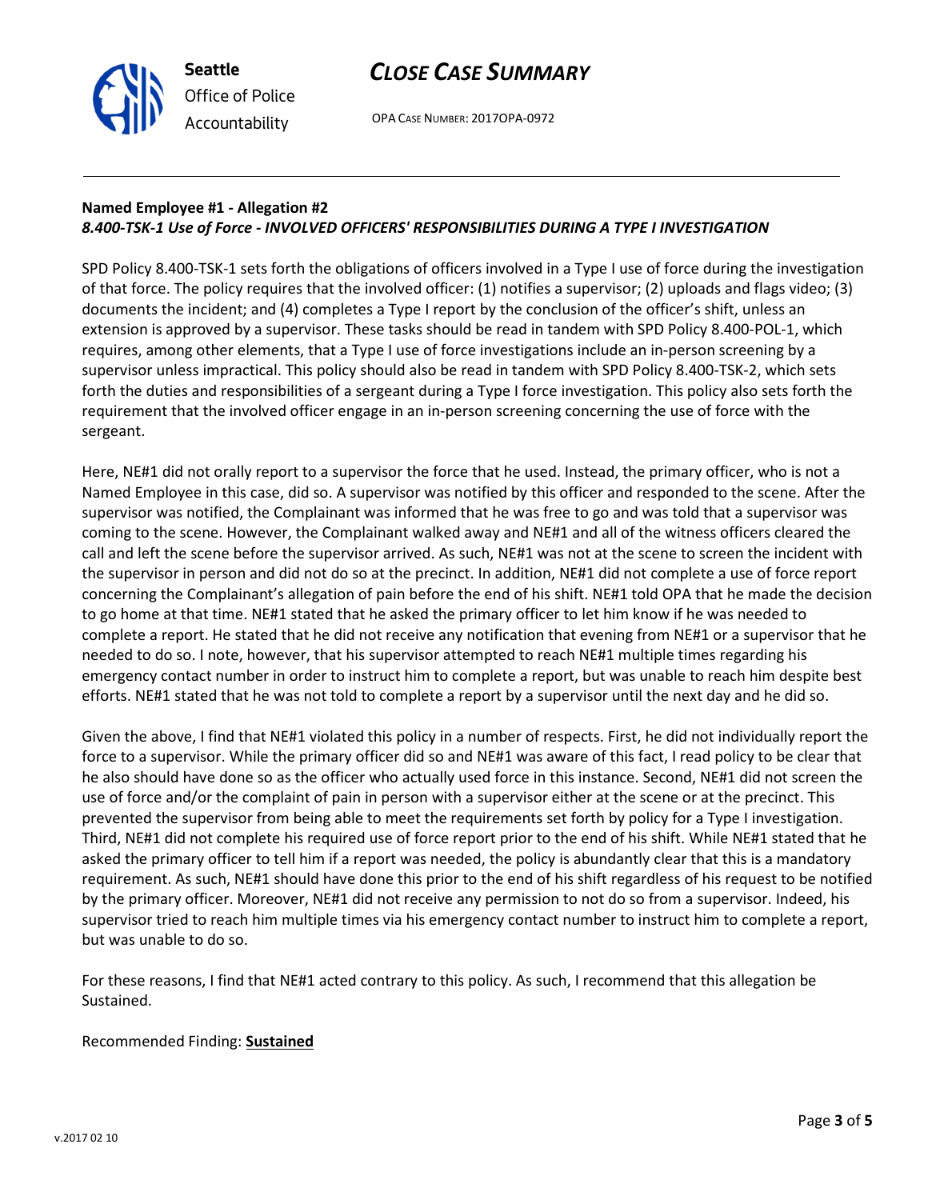**Named Employee #1 - Allegation #2**
***8.400-TSK-1 Use of Force - INVOLVED OFFICERS' RESPONSIBILITIES DURING A TYPE I INVESTIGATION***

SPD Policy 8.400-TSK-1 sets forth the obligations of officers involved in a Type I use of force during the investigation of that force. The policy requires that the involved officer: (1) notifies a supervisor; (2) uploads and flags video; (3) documents the incident; and (4) completes a Type I report by the conclusion of the officer's shift, unless an extension is approved by a supervisor. These tasks should be read in tandem with SPD Policy 8.400-POL-1, which requires, among other elements, that a Type I use of force investigations include an in-person screening by a supervisor unless impractical. This policy should also be read in tandem with SPD Policy 8.400-TSK-2, which sets forth the duties and responsibilities of a sergeant during a Type I force investigation. This policy also sets forth the requirement that the involved officer engage in an in-person screening concerning the use of force with the sergeant.

Here, NE#1 did not orally report to a supervisor the force that he used. Instead, the primary officer, who is not a Named Employee in this case, did so. A supervisor was notified by this officer and responded to the scene. After the supervisor was notified, the Complainant was informed that he was free to go and was told that a supervisor was coming to the scene. However, the Complainant walked away and NE#1 and all of the witness officers cleared the call and left the scene before the supervisor arrived. As such, NE#1 was not at the scene to screen the incident with the supervisor in person and did not do so at the precinct. In addition, NE#1 did not complete a use of force report concerning the Complainant's allegation of pain before the end of his shift. NE#1 told OPA that he made the decision to go home at that time. NE#1 stated that he asked the primary officer to let him know if he was needed to complete a report. He stated that he did not receive any notification that evening from NE#1 or a supervisor that he needed to do so. I note, however, that his supervisor attempted to reach NE#1 multiple times regarding his emergency contact number in order to instruct him to complete a report, but was unable to reach him despite best efforts. NE#1 stated that he was not told to complete a report by a supervisor until the next day and he did so.

Given the above, I find that NE#1 violated this policy in a number of respects. First, he did not individually report the force to a supervisor. While the primary officer did so and NE#1 was aware of this fact, I read policy to be clear that he also should have done so as the officer who actually used force in this instance. Second, NE#1 did not screen the use of force and/or the complaint of pain in person with a supervisor either at the scene or at the precinct. This prevented the supervisor from being able to meet the requirements set forth by policy for a Type I investigation. Third, NE#1 did not complete his required use of force report prior to the end of his shift. While NE#1 stated that he asked the primary officer to tell him if a report was needed, the policy is abundantly clear that this is a mandatory requirement. As such, NE#1 should have done this prior to the end of his shift regardless of his request to be notified by the primary officer. Moreover, NE#1 did not receive any permission to not do so from a supervisor. Indeed, his supervisor tried to reach him multiple times via his emergency contact number to instruct him to complete a report, but was unable to do so.

For these reasons, I find that NE#1 acted contrary to this policy. As such, I recommend that this allegation be Sustained.

Recommended Finding: **Sustained**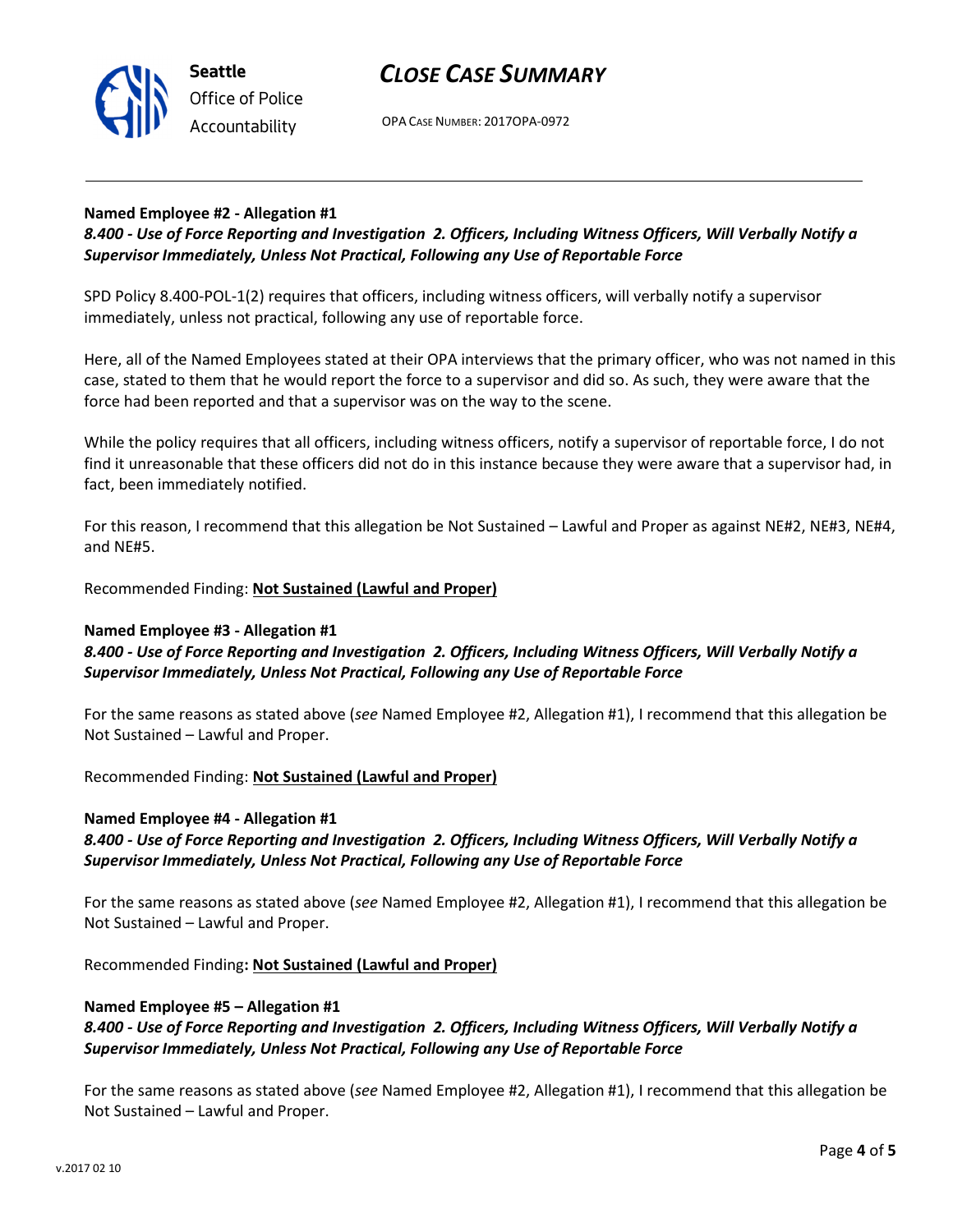**Named Employee #2 - Allegation #1**
***8.400 - Use of Force Reporting and Investigation 2. Officers, Including Witness Officers, Will Verbally Notify a Supervisor Immediately, Unless Not Practical, Following any Use of Reportable Force***

SPD Policy 8.400-POL-1(2) requires that officers, including witness officers, will verbally notify a supervisor immediately, unless not practical, following any use of reportable force.

Here, all of the Named Employees stated at their OPA interviews that the primary officer, who was not named in this case, stated to them that he would report the force to a supervisor and did so. As such, they were aware that the force had been reported and that a supervisor was on the way to the scene.

While the policy requires that all officers, including witness officers, notify a supervisor of reportable force, I do not find it unreasonable that these officers did not do in this instance because they were aware that a supervisor had, in fact, been immediately notified.

For this reason, I recommend that this allegation be Not Sustained – Lawful and Proper as against NE#2, NE#3, NE#4, and NE#5.

Recommended Finding: **Not Sustained (Lawful and Proper)**

**Named Employee #3 - Allegation #1**
***8.400 - Use of Force Reporting and Investigation 2. Officers, Including Witness Officers, Will Verbally Notify a Supervisor Immediately, Unless Not Practical, Following any Use of Reportable Force***

For the same reasons as stated above (*see* Named Employee #2, Allegation #1), I recommend that this allegation be Not Sustained – Lawful and Proper.

Recommended Finding: **Not Sustained (Lawful and Proper)**

**Named Employee #4 - Allegation #1**
***8.400 - Use of Force Reporting and Investigation 2. Officers, Including Witness Officers, Will Verbally Notify a Supervisor Immediately, Unless Not Practical, Following any Use of Reportable Force***

For the same reasons as stated above (*see* Named Employee #2, Allegation #1), I recommend that this allegation be Not Sustained – Lawful and Proper.

Recommended Finding**: Not Sustained (Lawful and Proper)**

**Named Employee #5 – Allegation #1**
***8.400 - Use of Force Reporting and Investigation 2. Officers, Including Witness Officers, Will Verbally Notify a Supervisor Immediately, Unless Not Practical, Following any Use of Reportable Force***

For the same reasons as stated above (*see* Named Employee #2, Allegation #1), I recommend that this allegation be Not Sustained – Lawful and Proper.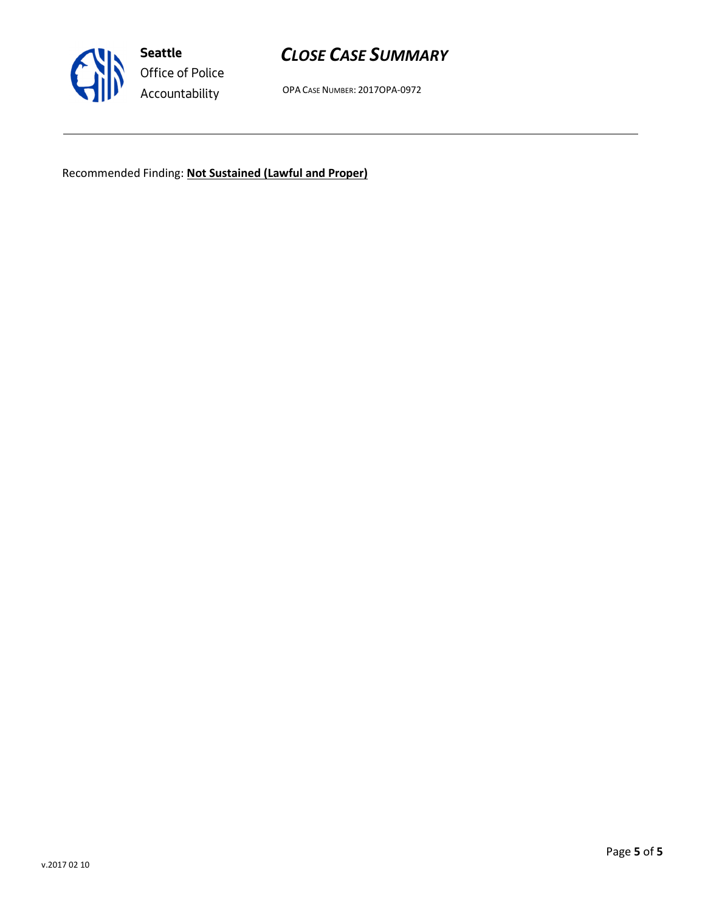Recommended Finding: **Not Sustained (Lawful and Proper)**